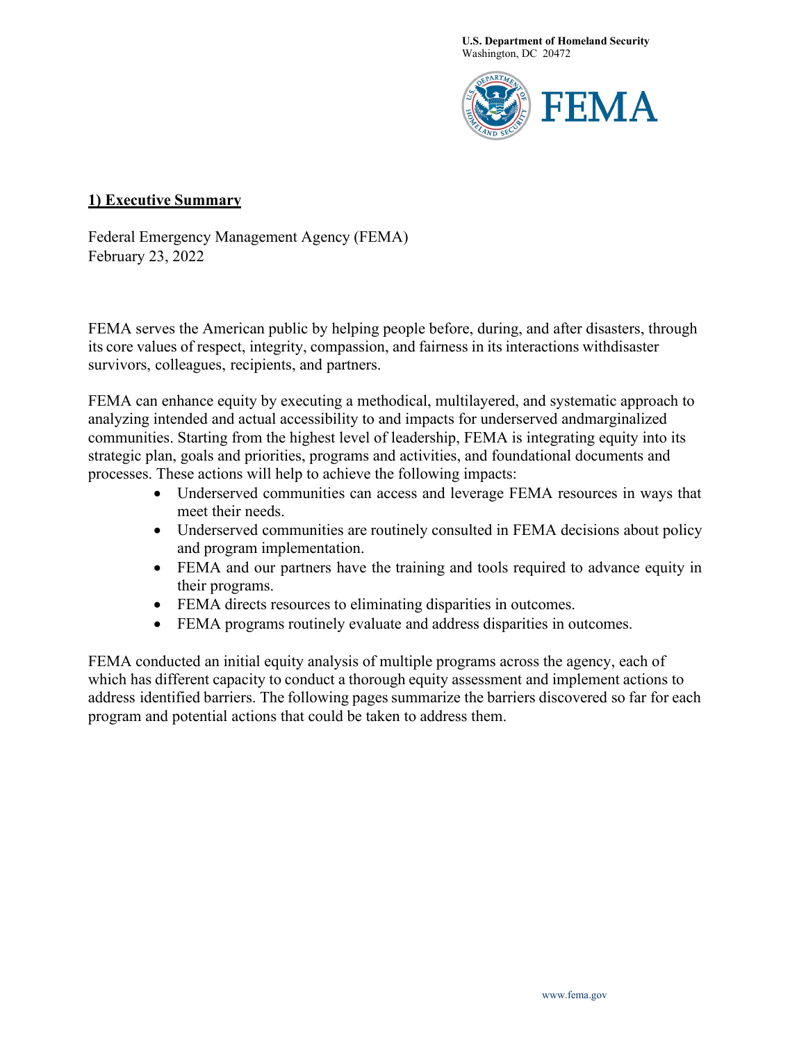U.S. Department of Homeland Security
Washington, DC 20472

FEMA

## 1) Executive Summary

Federal Emergency Management Agency (FEMA)
February 23, 2022

FEMA serves the American public by helping people before, during, and after disasters, through its core values of respect, integrity, compassion, and fairness in its interactions withdisaster survivors, colleagues, recipients, and partners.

FEMA can enhance equity by executing a methodical, multilayered, and systematic approach to analyzing intended and actual accessibility to and impacts for underserved andmarginalized communities. Starting from the highest level of leadership, FEMA is integrating equity into its strategic plan, goals and priorities, programs and activities, and foundational documents and processes. These actions will help to achieve the following impacts:

- Underserved communities can access and leverage FEMA resources in ways that meet their needs.
- Underserved communities are routinely consulted in FEMA decisions about policy and program implementation.
- FEMA and our partners have the training and tools required to advance equity in their programs.
- FEMA directs resources to eliminating disparities in outcomes.
- FEMA programs routinely evaluate and address disparities in outcomes.

FEMA conducted an initial equity analysis of multiple programs across the agency, each of which has different capacity to conduct a thorough equity assessment and implement actions to address identified barriers. The following pages summarize the barriers discovered so far for each program and potential actions that could be taken to address them.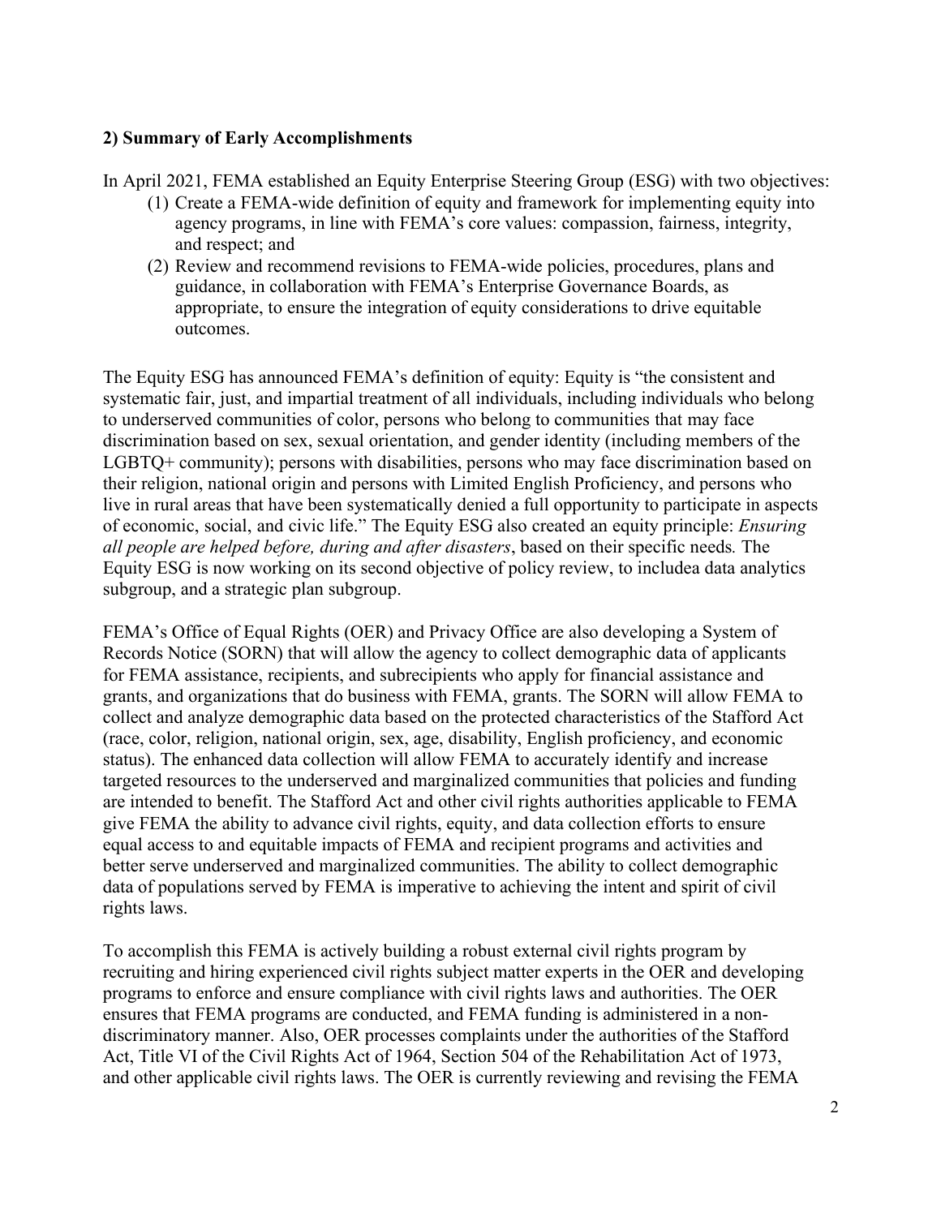**2) Summary of Early Accomplishments**

In April 2021, FEMA established an Equity Enterprise Steering Group (ESG) with two objectives:

(1) Create a FEMA-wide definition of equity and framework for implementing equity into agency programs, in line with FEMA's core values: compassion, fairness, integrity, and respect; and

(2) Review and recommend revisions to FEMA-wide policies, procedures, plans and guidance, in collaboration with FEMA's Enterprise Governance Boards, as appropriate, to ensure the integration of equity considerations to drive equitable outcomes.

The Equity ESG has announced FEMA's definition of equity: Equity is "the consistent and systematic fair, just, and impartial treatment of all individuals, including individuals who belong to underserved communities of color, persons who belong to communities that may face discrimination based on sex, sexual orientation, and gender identity (including members of the LGBTQ+ community); persons with disabilities, persons who may face discrimination based on their religion, national origin and persons with Limited English Proficiency, and persons who live in rural areas that have been systematically denied a full opportunity to participate in aspects of economic, social, and civic life." The Equity ESG also created an equity principle: *Ensuring all people are helped before, during and after disasters*, based on their specific needs*.* The Equity ESG is now working on its second objective of policy review, to includea data analytics subgroup, and a strategic plan subgroup.

FEMA's Office of Equal Rights (OER) and Privacy Office are also developing a System of Records Notice (SORN) that will allow the agency to collect demographic data of applicants for FEMA assistance, recipients, and subrecipients who apply for financial assistance and grants, and organizations that do business with FEMA, grants. The SORN will allow FEMA to collect and analyze demographic data based on the protected characteristics of the Stafford Act (race, color, religion, national origin, sex, age, disability, English proficiency, and economic status). The enhanced data collection will allow FEMA to accurately identify and increase targeted resources to the underserved and marginalized communities that policies and funding are intended to benefit. The Stafford Act and other civil rights authorities applicable to FEMA give FEMA the ability to advance civil rights, equity, and data collection efforts to ensure equal access to and equitable impacts of FEMA and recipient programs and activities and better serve underserved and marginalized communities. The ability to collect demographic data of populations served by FEMA is imperative to achieving the intent and spirit of civil rights laws.

To accomplish this FEMA is actively building a robust external civil rights program by recruiting and hiring experienced civil rights subject matter experts in the OER and developing programs to enforce and ensure compliance with civil rights laws and authorities. The OER ensures that FEMA programs are conducted, and FEMA funding is administered in a non-discriminatory manner. Also, OER processes complaints under the authorities of the Stafford Act, Title VI of the Civil Rights Act of 1964, Section 504 of the Rehabilitation Act of 1973, and other applicable civil rights laws. The OER is currently reviewing and revising the FEMA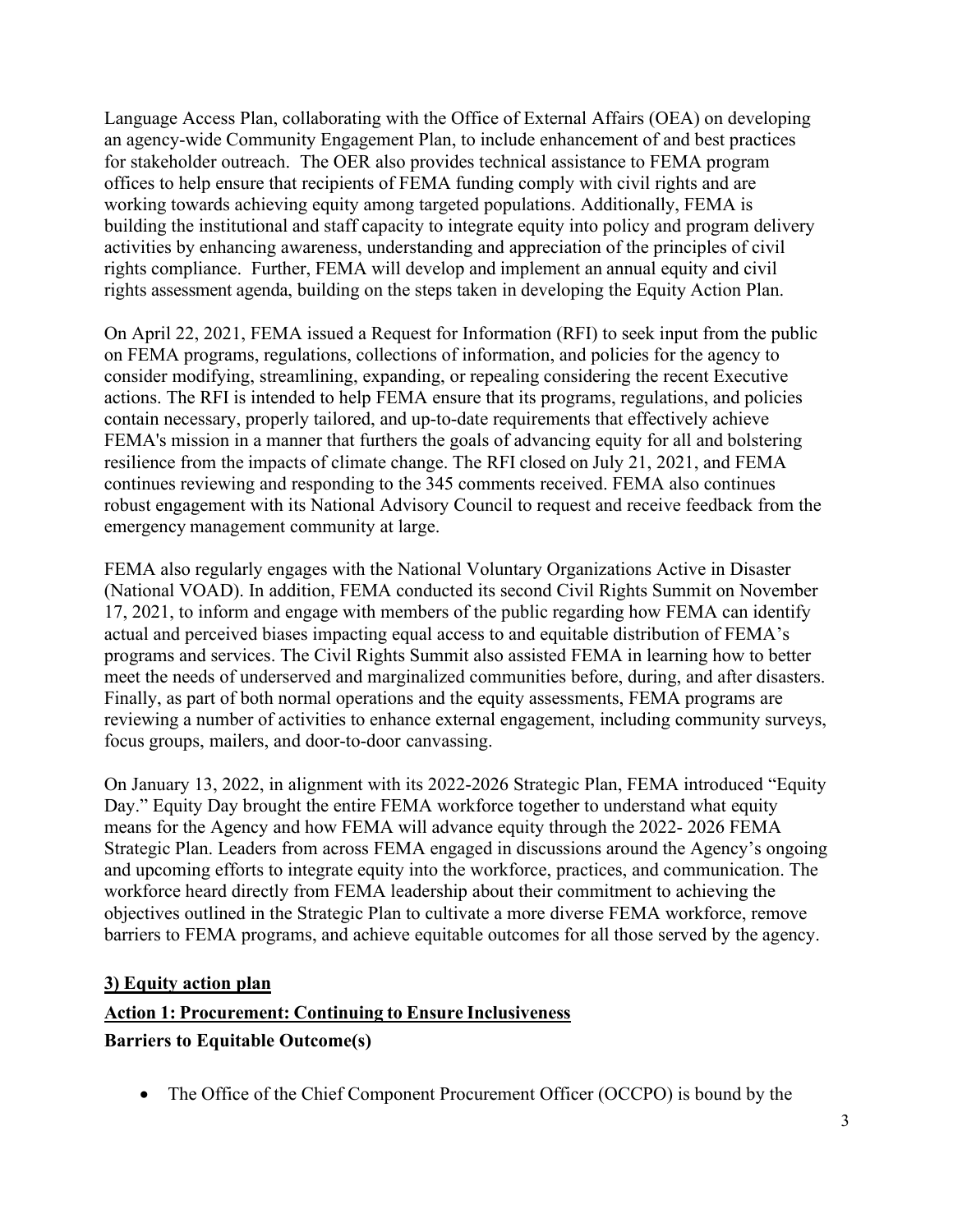Language Access Plan, collaborating with the Office of External Affairs (OEA) on developing an agency-wide Community Engagement Plan, to include enhancement of and best practices for stakeholder outreach. The OER also provides technical assistance to FEMA program offices to help ensure that recipients of FEMA funding comply with civil rights and are working towards achieving equity among targeted populations. Additionally, FEMA is building the institutional and staff capacity to integrate equity into policy and program delivery activities by enhancing awareness, understanding and appreciation of the principles of civil rights compliance. Further, FEMA will develop and implement an annual equity and civil rights assessment agenda, building on the steps taken in developing the Equity Action Plan.

On April 22, 2021, FEMA issued a Request for Information (RFI) to seek input from the public on FEMA programs, regulations, collections of information, and policies for the agency to consider modifying, streamlining, expanding, or repealing considering the recent Executive actions. The RFI is intended to help FEMA ensure that its programs, regulations, and policies contain necessary, properly tailored, and up-to-date requirements that effectively achieve FEMA's mission in a manner that furthers the goals of advancing equity for all and bolstering resilience from the impacts of climate change. The RFI closed on July 21, 2021, and FEMA continues reviewing and responding to the 345 comments received. FEMA also continues robust engagement with its National Advisory Council to request and receive feedback from the emergency management community at large.

FEMA also regularly engages with the National Voluntary Organizations Active in Disaster (National VOAD). In addition, FEMA conducted its second Civil Rights Summit on November 17, 2021, to inform and engage with members of the public regarding how FEMA can identify actual and perceived biases impacting equal access to and equitable distribution of FEMA's programs and services. The Civil Rights Summit also assisted FEMA in learning how to better meet the needs of underserved and marginalized communities before, during, and after disasters. Finally, as part of both normal operations and the equity assessments, FEMA programs are reviewing a number of activities to enhance external engagement, including community surveys, focus groups, mailers, and door-to-door canvassing.

On January 13, 2022, in alignment with its 2022-2026 Strategic Plan, FEMA introduced "Equity Day." Equity Day brought the entire FEMA workforce together to understand what equity means for the Agency and how FEMA will advance equity through the 2022- 2026 FEMA Strategic Plan. Leaders from across FEMA engaged in discussions around the Agency's ongoing and upcoming efforts to integrate equity into the workforce, practices, and communication. The workforce heard directly from FEMA leadership about their commitment to achieving the objectives outlined in the Strategic Plan to cultivate a more diverse FEMA workforce, remove barriers to FEMA programs, and achieve equitable outcomes for all those served by the agency.

## 3) Equity action plan

### Action 1: Procurement: Continuing to Ensure Inclusiveness

**Barriers to Equitable Outcome(s)**

- The Office of the Chief Component Procurement Officer (OCCPO) is bound by the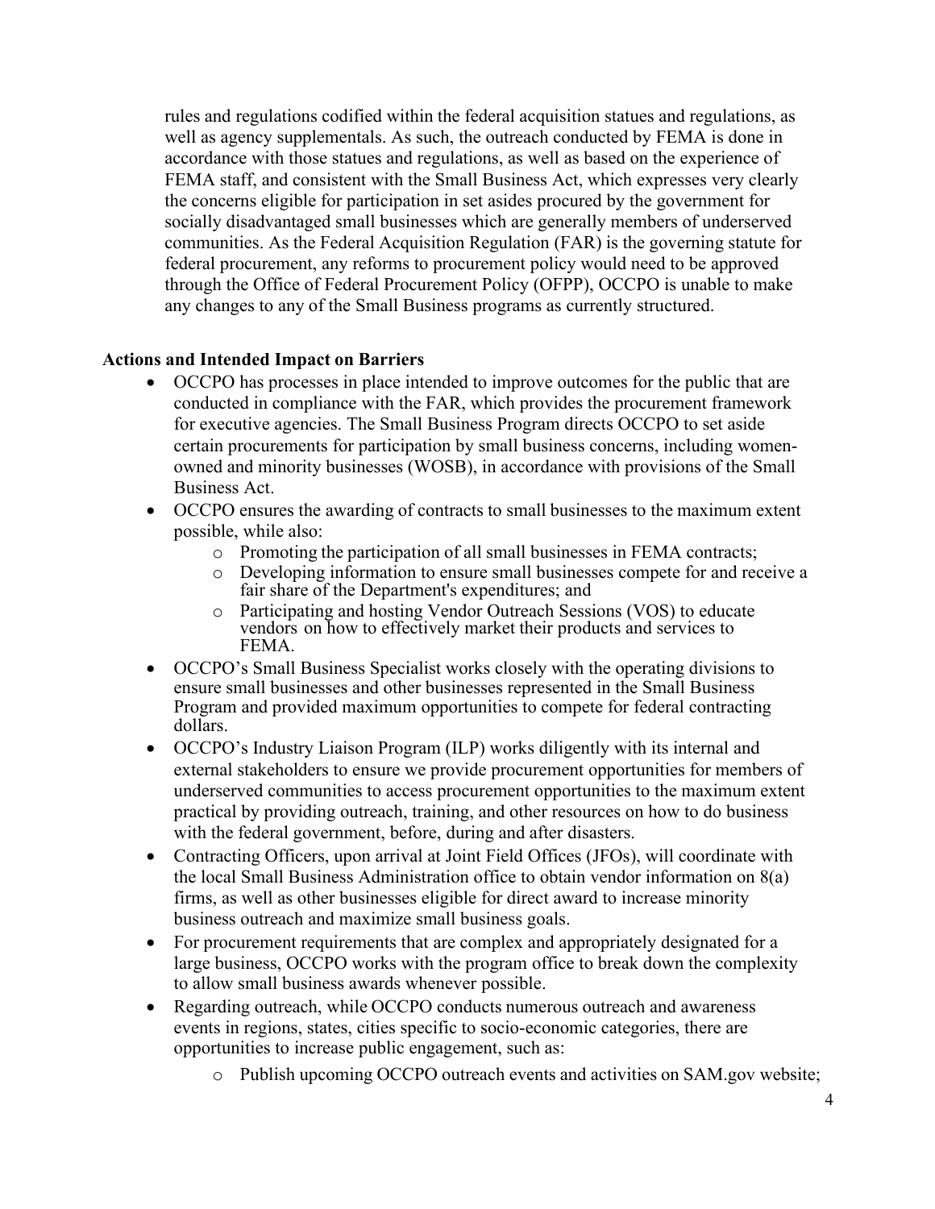rules and regulations codified within the federal acquisition statues and regulations, as well as agency supplementals. As such, the outreach conducted by FEMA is done in accordance with those statues and regulations, as well as based on the experience of FEMA staff, and consistent with the Small Business Act, which expresses very clearly the concerns eligible for participation in set asides procured by the government for socially disadvantaged small businesses which are generally members of underserved communities. As the Federal Acquisition Regulation (FAR) is the governing statute for federal procurement, any reforms to procurement policy would need to be approved through the Office of Federal Procurement Policy (OFPP), OCCPO is unable to make any changes to any of the Small Business programs as currently structured.

**Actions and Intended Impact on Barriers**

- OCCPO has processes in place intended to improve outcomes for the public that are conducted in compliance with the FAR, which provides the procurement framework for executive agencies. The Small Business Program directs OCCPO to set aside certain procurements for participation by small business concerns, including women-owned and minority businesses (WOSB), in accordance with provisions of the Small Business Act.
- OCCPO ensures the awarding of contracts to small businesses to the maximum extent possible, while also:
  - Promoting the participation of all small businesses in FEMA contracts;
  - Developing information to ensure small businesses compete for and receive a fair share of the Department's expenditures; and
  - Participating and hosting Vendor Outreach Sessions (VOS) to educate vendors on how to effectively market their products and services to FEMA.
- OCCPO's Small Business Specialist works closely with the operating divisions to ensure small businesses and other businesses represented in the Small Business Program and provided maximum opportunities to compete for federal contracting dollars.
- OCCPO's Industry Liaison Program (ILP) works diligently with its internal and external stakeholders to ensure we provide procurement opportunities for members of underserved communities to access procurement opportunities to the maximum extent practical by providing outreach, training, and other resources on how to do business with the federal government, before, during and after disasters.
- Contracting Officers, upon arrival at Joint Field Offices (JFOs), will coordinate with the local Small Business Administration office to obtain vendor information on 8(a) firms, as well as other businesses eligible for direct award to increase minority business outreach and maximize small business goals.
- For procurement requirements that are complex and appropriately designated for a large business, OCCPO works with the program office to break down the complexity to allow small business awards whenever possible.
- Regarding outreach, while OCCPO conducts numerous outreach and awareness events in regions, states, cities specific to socio-economic categories, there are opportunities to increase public engagement, such as:
  - Publish upcoming OCCPO outreach events and activities on SAM.gov website;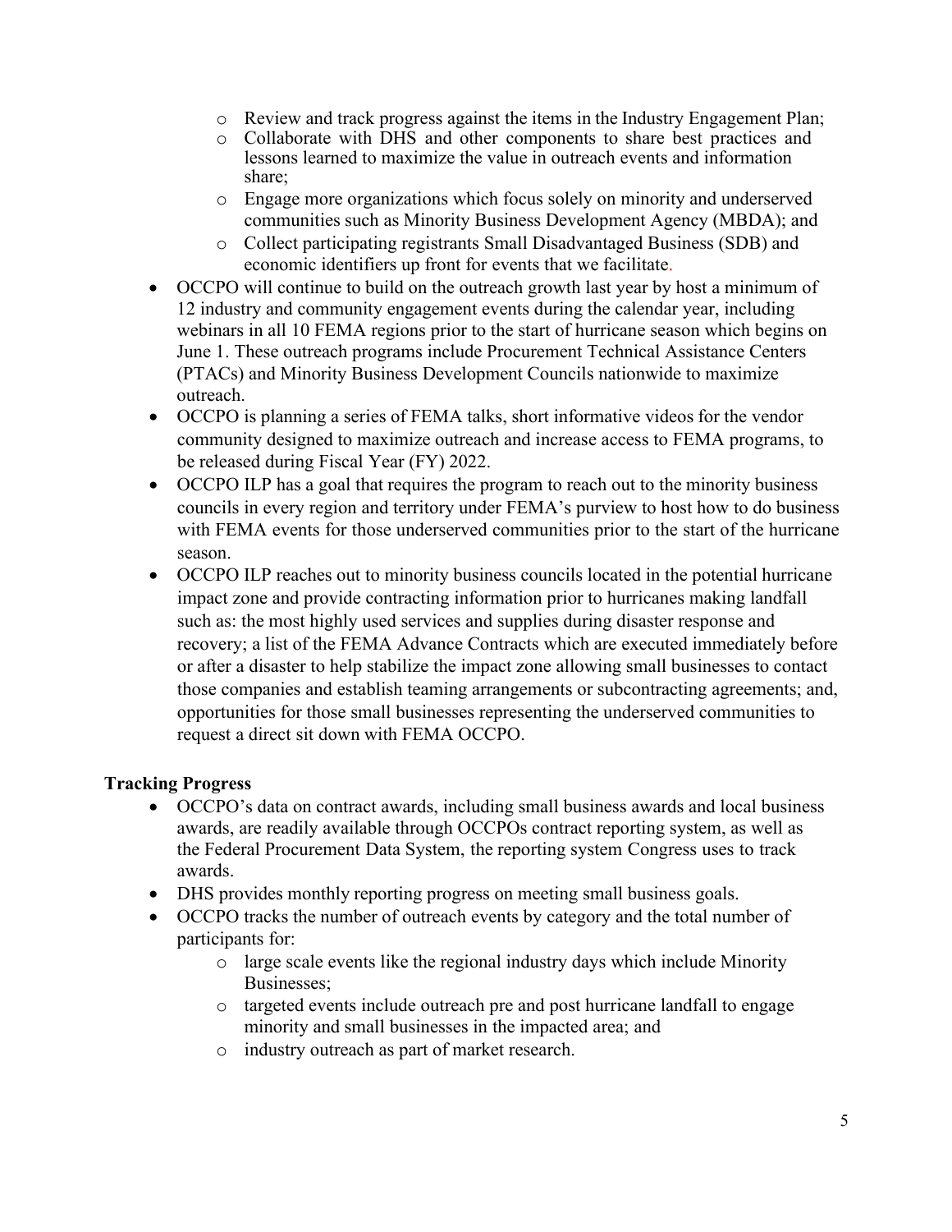- Review and track progress against the items in the Industry Engagement Plan;
  - Collaborate with DHS and other components to share best practices and lessons learned to maximize the value in outreach events and information share;
  - Engage more organizations which focus solely on minority and underserved communities such as Minority Business Development Agency (MBDA); and
  - Collect participating registrants Small Disadvantaged Business (SDB) and economic identifiers up front for events that we facilitate.
- OCCPO will continue to build on the outreach growth last year by host a minimum of 12 industry and community engagement events during the calendar year, including webinars in all 10 FEMA regions prior to the start of hurricane season which begins on June 1. These outreach programs include Procurement Technical Assistance Centers (PTACs) and Minority Business Development Councils nationwide to maximize outreach.
- OCCPO is planning a series of FEMA talks, short informative videos for the vendor community designed to maximize outreach and increase access to FEMA programs, to be released during Fiscal Year (FY) 2022.
- OCCPO ILP has a goal that requires the program to reach out to the minority business councils in every region and territory under FEMA's purview to host how to do business with FEMA events for those underserved communities prior to the start of the hurricane season.
- OCCPO ILP reaches out to minority business councils located in the potential hurricane impact zone and provide contracting information prior to hurricanes making landfall such as: the most highly used services and supplies during disaster response and recovery; a list of the FEMA Advance Contracts which are executed immediately before or after a disaster to help stabilize the impact zone allowing small businesses to contact those companies and establish teaming arrangements or subcontracting agreements; and, opportunities for those small businesses representing the underserved communities to request a direct sit down with FEMA OCCPO.

**Tracking Progress**

- OCCPO's data on contract awards, including small business awards and local business awards, are readily available through OCCPOs contract reporting system, as well as the Federal Procurement Data System, the reporting system Congress uses to track awards.
- DHS provides monthly reporting progress on meeting small business goals.
- OCCPO tracks the number of outreach events by category and the total number of participants for:
  - large scale events like the regional industry days which include Minority Businesses;
  - targeted events include outreach pre and post hurricane landfall to engage minority and small businesses in the impacted area; and
  - industry outreach as part of market research.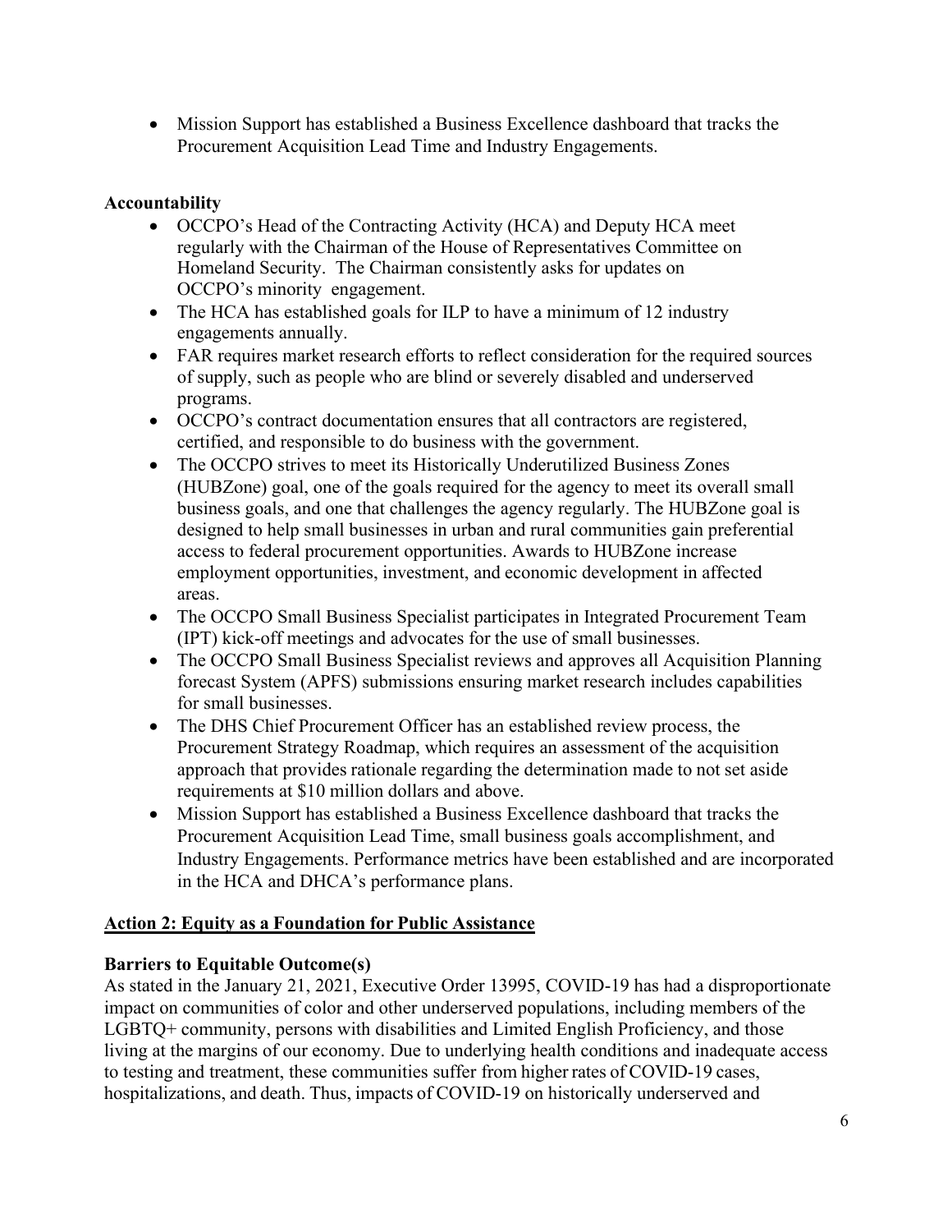- Mission Support has established a Business Excellence dashboard that tracks the Procurement Acquisition Lead Time and Industry Engagements.

**Accountability**

- OCCPO's Head of the Contracting Activity (HCA) and Deputy HCA meet regularly with the Chairman of the House of Representatives Committee on Homeland Security. The Chairman consistently asks for updates on OCCPO's minority engagement.
- The HCA has established goals for ILP to have a minimum of 12 industry engagements annually.
- FAR requires market research efforts to reflect consideration for the required sources of supply, such as people who are blind or severely disabled and underserved programs.
- OCCPO's contract documentation ensures that all contractors are registered, certified, and responsible to do business with the government.
- The OCCPO strives to meet its Historically Underutilized Business Zones (HUBZone) goal, one of the goals required for the agency to meet its overall small business goals, and one that challenges the agency regularly. The HUBZone goal is designed to help small businesses in urban and rural communities gain preferential access to federal procurement opportunities. Awards to HUBZone increase employment opportunities, investment, and economic development in affected areas.
- The OCCPO Small Business Specialist participates in Integrated Procurement Team (IPT) kick-off meetings and advocates for the use of small businesses.
- The OCCPO Small Business Specialist reviews and approves all Acquisition Planning forecast System (APFS) submissions ensuring market research includes capabilities for small businesses.
- The DHS Chief Procurement Officer has an established review process, the Procurement Strategy Roadmap, which requires an assessment of the acquisition approach that provides rationale regarding the determination made to not set aside requirements at $10 million dollars and above.
- Mission Support has established a Business Excellence dashboard that tracks the Procurement Acquisition Lead Time, small business goals accomplishment, and Industry Engagements. Performance metrics have been established and are incorporated in the HCA and DHCA's performance plans.

## Action 2: Equity as a Foundation for Public Assistance

**Barriers to Equitable Outcome(s)**

As stated in the January 21, 2021, Executive Order 13995, COVID-19 has had a disproportionate impact on communities of color and other underserved populations, including members of the LGBTQ+ community, persons with disabilities and Limited English Proficiency, and those living at the margins of our economy. Due to underlying health conditions and inadequate access to testing and treatment, these communities suffer from higher rates of COVID-19 cases, hospitalizations, and death. Thus, impacts of COVID-19 on historically underserved and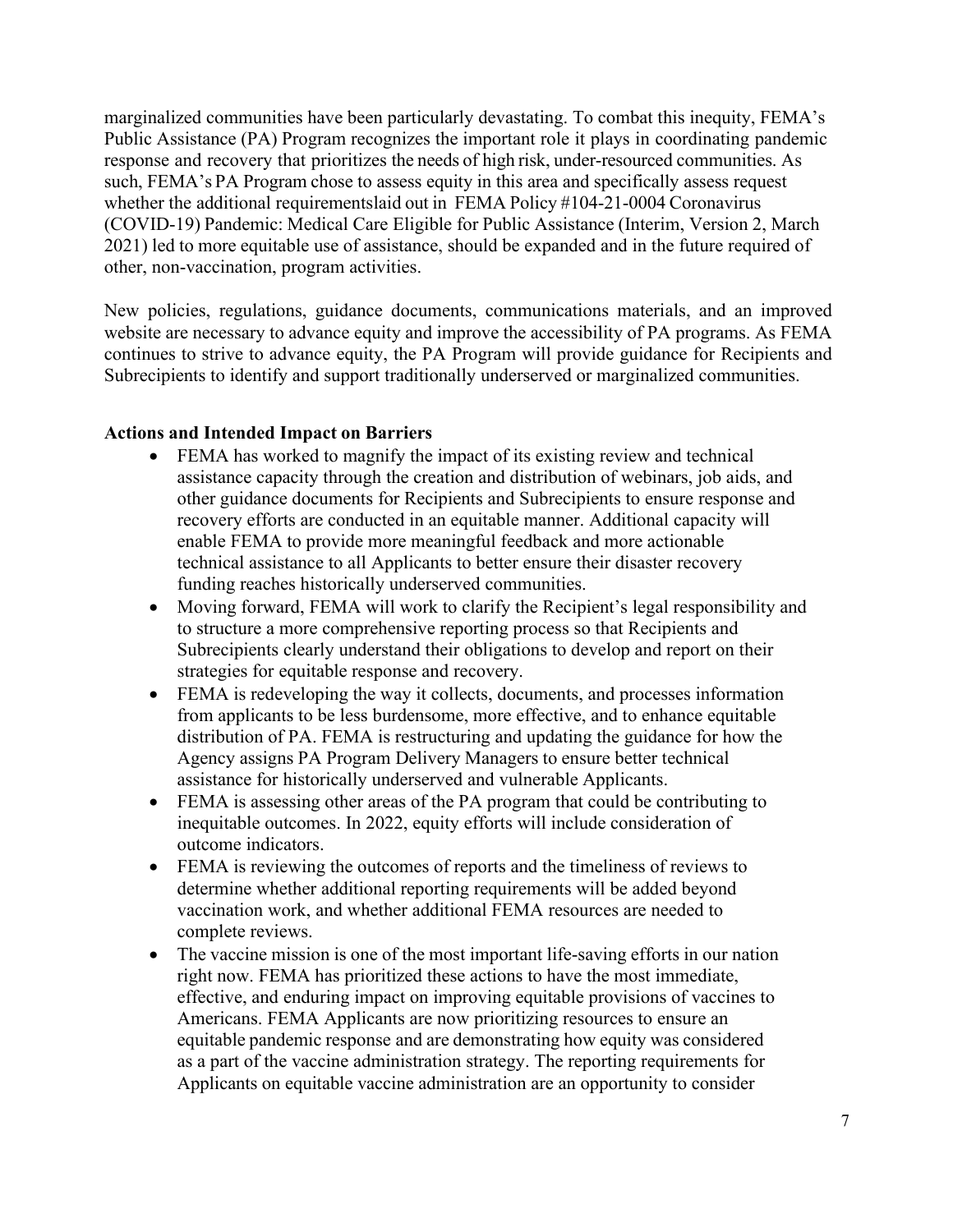marginalized communities have been particularly devastating. To combat this inequity, FEMA's Public Assistance (PA) Program recognizes the important role it plays in coordinating pandemic response and recovery that prioritizes the needs of high risk, under-resourced communities. As such, FEMA's PA Program chose to assess equity in this area and specifically assess request whether the additional requirementslaid out in FEMA Policy #104-21-0004 Coronavirus (COVID-19) Pandemic: Medical Care Eligible for Public Assistance (Interim, Version 2, March 2021) led to more equitable use of assistance, should be expanded and in the future required of other, non-vaccination, program activities.

New policies, regulations, guidance documents, communications materials, and an improved website are necessary to advance equity and improve the accessibility of PA programs. As FEMA continues to strive to advance equity, the PA Program will provide guidance for Recipients and Subrecipients to identify and support traditionally underserved or marginalized communities.

**Actions and Intended Impact on Barriers**

- FEMA has worked to magnify the impact of its existing review and technical assistance capacity through the creation and distribution of webinars, job aids, and other guidance documents for Recipients and Subrecipients to ensure response and recovery efforts are conducted in an equitable manner. Additional capacity will enable FEMA to provide more meaningful feedback and more actionable technical assistance to all Applicants to better ensure their disaster recovery funding reaches historically underserved communities.
- Moving forward, FEMA will work to clarify the Recipient's legal responsibility and to structure a more comprehensive reporting process so that Recipients and Subrecipients clearly understand their obligations to develop and report on their strategies for equitable response and recovery.
- FEMA is redeveloping the way it collects, documents, and processes information from applicants to be less burdensome, more effective, and to enhance equitable distribution of PA. FEMA is restructuring and updating the guidance for how the Agency assigns PA Program Delivery Managers to ensure better technical assistance for historically underserved and vulnerable Applicants.
- FEMA is assessing other areas of the PA program that could be contributing to inequitable outcomes. In 2022, equity efforts will include consideration of outcome indicators.
- FEMA is reviewing the outcomes of reports and the timeliness of reviews to determine whether additional reporting requirements will be added beyond vaccination work, and whether additional FEMA resources are needed to complete reviews.
- The vaccine mission is one of the most important life-saving efforts in our nation right now. FEMA has prioritized these actions to have the most immediate, effective, and enduring impact on improving equitable provisions of vaccines to Americans. FEMA Applicants are now prioritizing resources to ensure an equitable pandemic response and are demonstrating how equity was considered as a part of the vaccine administration strategy. The reporting requirements for Applicants on equitable vaccine administration are an opportunity to consider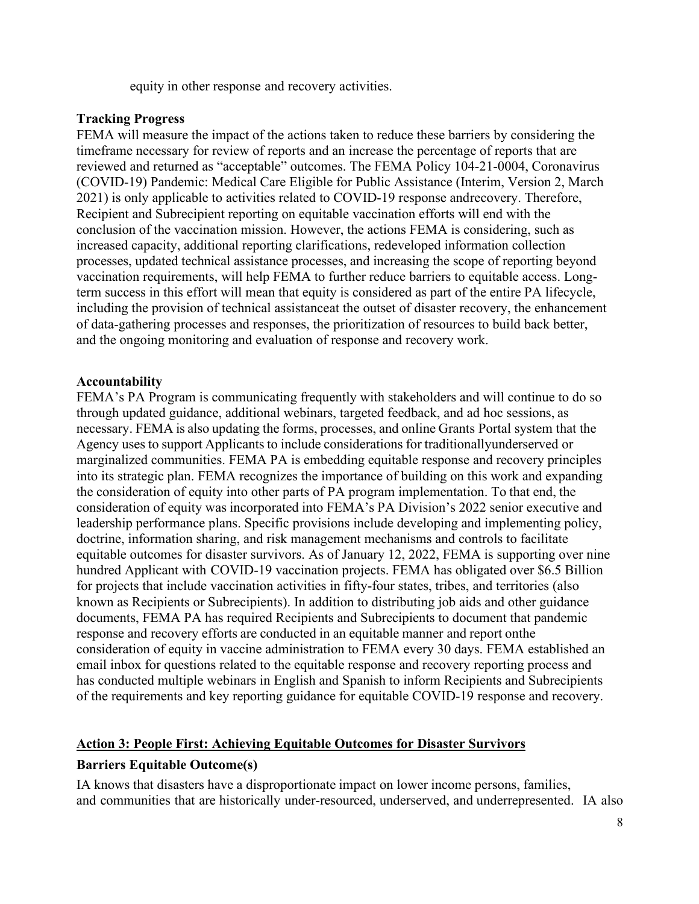equity in other response and recovery activities.

**Tracking Progress**

FEMA will measure the impact of the actions taken to reduce these barriers by considering the timeframe necessary for review of reports and an increase the percentage of reports that are reviewed and returned as "acceptable" outcomes. The FEMA Policy 104-21-0004, Coronavirus (COVID-19) Pandemic: Medical Care Eligible for Public Assistance (Interim, Version 2, March 2021) is only applicable to activities related to COVID-19 response andrecovery. Therefore, Recipient and Subrecipient reporting on equitable vaccination efforts will end with the conclusion of the vaccination mission. However, the actions FEMA is considering, such as increased capacity, additional reporting clarifications, redeveloped information collection processes, updated technical assistance processes, and increasing the scope of reporting beyond vaccination requirements, will help FEMA to further reduce barriers to equitable access. Long-term success in this effort will mean that equity is considered as part of the entire PA lifecycle, including the provision of technical assistanceat the outset of disaster recovery, the enhancement of data-gathering processes and responses, the prioritization of resources to build back better, and the ongoing monitoring and evaluation of response and recovery work.

**Accountability**

FEMA's PA Program is communicating frequently with stakeholders and will continue to do so through updated guidance, additional webinars, targeted feedback, and ad hoc sessions, as necessary. FEMA is also updating the forms, processes, and online Grants Portal system that the Agency uses to support Applicants to include considerations for traditionallyunderserved or marginalized communities. FEMA PA is embedding equitable response and recovery principles into its strategic plan. FEMA recognizes the importance of building on this work and expanding the consideration of equity into other parts of PA program implementation. To that end, the consideration of equity was incorporated into FEMA's PA Division's 2022 senior executive and leadership performance plans. Specific provisions include developing and implementing policy, doctrine, information sharing, and risk management mechanisms and controls to facilitate equitable outcomes for disaster survivors. As of January 12, 2022, FEMA is supporting over nine hundred Applicant with COVID-19 vaccination projects. FEMA has obligated over $6.5 Billion for projects that include vaccination activities in fifty-four states, tribes, and territories (also known as Recipients or Subrecipients). In addition to distributing job aids and other guidance documents, FEMA PA has required Recipients and Subrecipients to document that pandemic response and recovery efforts are conducted in an equitable manner and report onthe consideration of equity in vaccine administration to FEMA every 30 days. FEMA established an email inbox for questions related to the equitable response and recovery reporting process and has conducted multiple webinars in English and Spanish to inform Recipients and Subrecipients of the requirements and key reporting guidance for equitable COVID-19 response and recovery.

## Action 3: People First: Achieving Equitable Outcomes for Disaster Survivors

**Barriers Equitable Outcome(s)**

IA knows that disasters have a disproportionate impact on lower income persons, families, and communities that are historically under-resourced, underserved, and underrepresented. IA also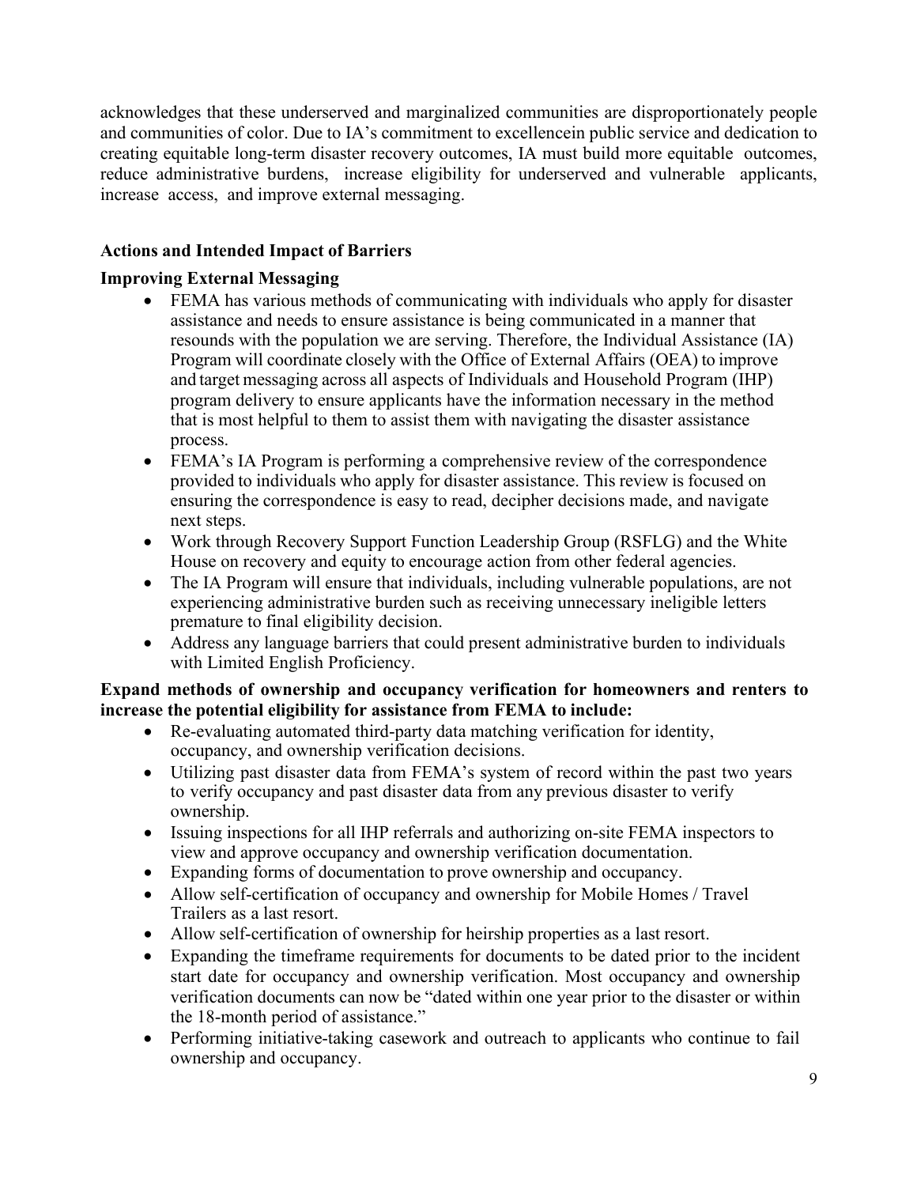acknowledges that these underserved and marginalized communities are disproportionately people and communities of color. Due to IA's commitment to excellencein public service and dedication to creating equitable long-term disaster recovery outcomes, IA must build more equitable outcomes, reduce administrative burdens, increase eligibility for underserved and vulnerable applicants, increase access, and improve external messaging.

**Actions and Intended Impact of Barriers**

**Improving External Messaging**

- FEMA has various methods of communicating with individuals who apply for disaster assistance and needs to ensure assistance is being communicated in a manner that resounds with the population we are serving. Therefore, the Individual Assistance (IA) Program will coordinate closely with the Office of External Affairs (OEA) to improve and target messaging across all aspects of Individuals and Household Program (IHP) program delivery to ensure applicants have the information necessary in the method that is most helpful to them to assist them with navigating the disaster assistance process.
- FEMA's IA Program is performing a comprehensive review of the correspondence provided to individuals who apply for disaster assistance. This review is focused on ensuring the correspondence is easy to read, decipher decisions made, and navigate next steps.
- Work through Recovery Support Function Leadership Group (RSFLG) and the White House on recovery and equity to encourage action from other federal agencies.
- The IA Program will ensure that individuals, including vulnerable populations, are not experiencing administrative burden such as receiving unnecessary ineligible letters premature to final eligibility decision.
- Address any language barriers that could present administrative burden to individuals with Limited English Proficiency.

**Expand methods of ownership and occupancy verification for homeowners and renters to increase the potential eligibility for assistance from FEMA to include:**

- Re-evaluating automated third-party data matching verification for identity, occupancy, and ownership verification decisions.
- Utilizing past disaster data from FEMA's system of record within the past two years to verify occupancy and past disaster data from any previous disaster to verify ownership.
- Issuing inspections for all IHP referrals and authorizing on-site FEMA inspectors to view and approve occupancy and ownership verification documentation.
- Expanding forms of documentation to prove ownership and occupancy.
- Allow self-certification of occupancy and ownership for Mobile Homes / Travel Trailers as a last resort.
- Allow self-certification of ownership for heirship properties as a last resort.
- Expanding the timeframe requirements for documents to be dated prior to the incident start date for occupancy and ownership verification. Most occupancy and ownership verification documents can now be "dated within one year prior to the disaster or within the 18-month period of assistance."
- Performing initiative-taking casework and outreach to applicants who continue to fail ownership and occupancy.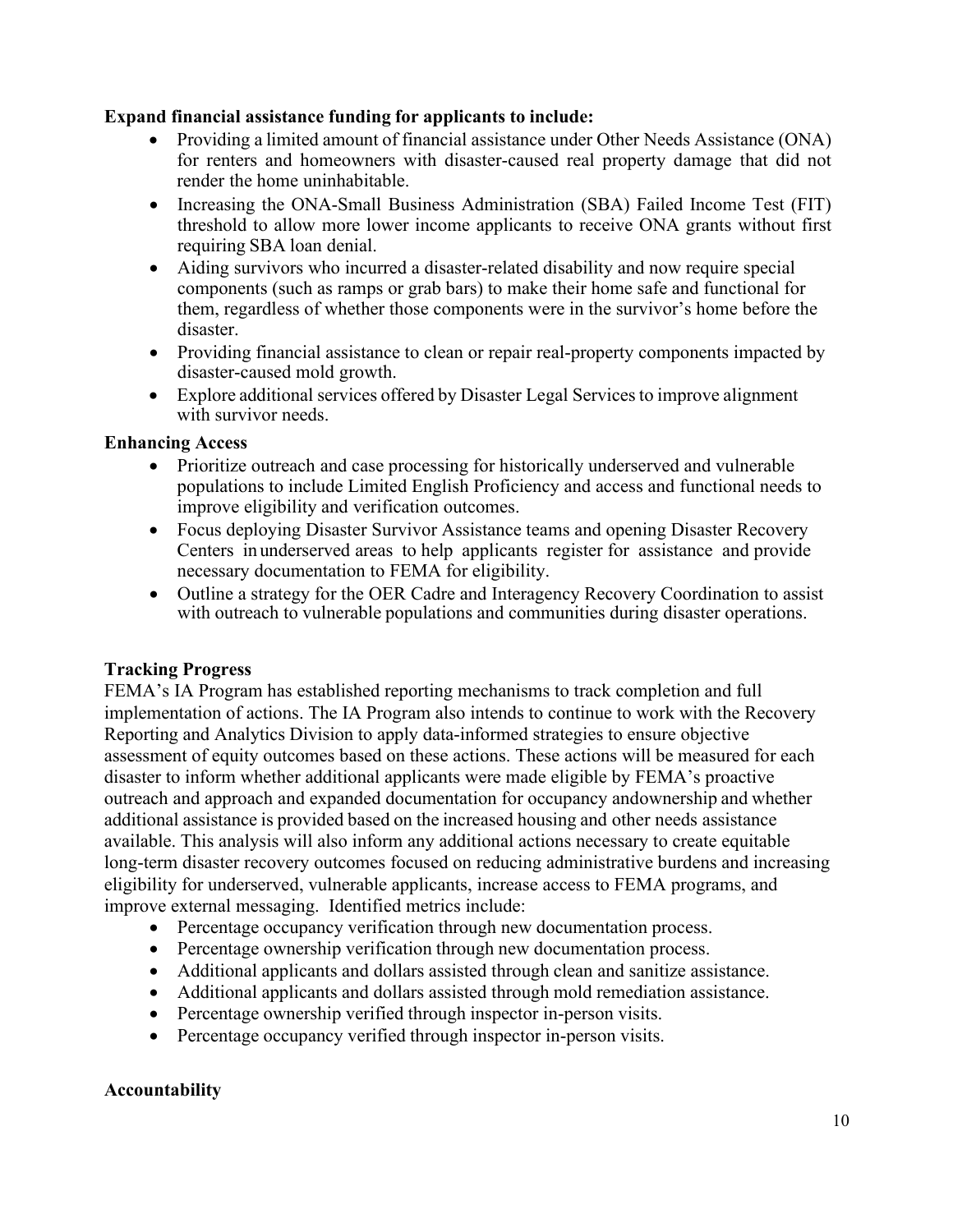**Expand financial assistance funding for applicants to include:**

- Providing a limited amount of financial assistance under Other Needs Assistance (ONA) for renters and homeowners with disaster-caused real property damage that did not render the home uninhabitable.
- Increasing the ONA-Small Business Administration (SBA) Failed Income Test (FIT) threshold to allow more lower income applicants to receive ONA grants without first requiring SBA loan denial.
- Aiding survivors who incurred a disaster-related disability and now require special components (such as ramps or grab bars) to make their home safe and functional for them, regardless of whether those components were in the survivor's home before the disaster.
- Providing financial assistance to clean or repair real-property components impacted by disaster-caused mold growth.
- Explore additional services offered by Disaster Legal Services to improve alignment with survivor needs.

**Enhancing Access**

- Prioritize outreach and case processing for historically underserved and vulnerable populations to include Limited English Proficiency and access and functional needs to improve eligibility and verification outcomes.
- Focus deploying Disaster Survivor Assistance teams and opening Disaster Recovery Centers in underserved areas to help applicants register for assistance and provide necessary documentation to FEMA for eligibility.
- Outline a strategy for the OER Cadre and Interagency Recovery Coordination to assist with outreach to vulnerable populations and communities during disaster operations.

**Tracking Progress**

FEMA's IA Program has established reporting mechanisms to track completion and full implementation of actions. The IA Program also intends to continue to work with the Recovery Reporting and Analytics Division to apply data-informed strategies to ensure objective assessment of equity outcomes based on these actions. These actions will be measured for each disaster to inform whether additional applicants were made eligible by FEMA's proactive outreach and approach and expanded documentation for occupancy andownership and whether additional assistance is provided based on the increased housing and other needs assistance available. This analysis will also inform any additional actions necessary to create equitable long-term disaster recovery outcomes focused on reducing administrative burdens and increasing eligibility for underserved, vulnerable applicants, increase access to FEMA programs, and improve external messaging. Identified metrics include:

- Percentage occupancy verification through new documentation process.
- Percentage ownership verification through new documentation process.
- Additional applicants and dollars assisted through clean and sanitize assistance.
- Additional applicants and dollars assisted through mold remediation assistance.
- Percentage ownership verified through inspector in-person visits.
- Percentage occupancy verified through inspector in-person visits.

**Accountability**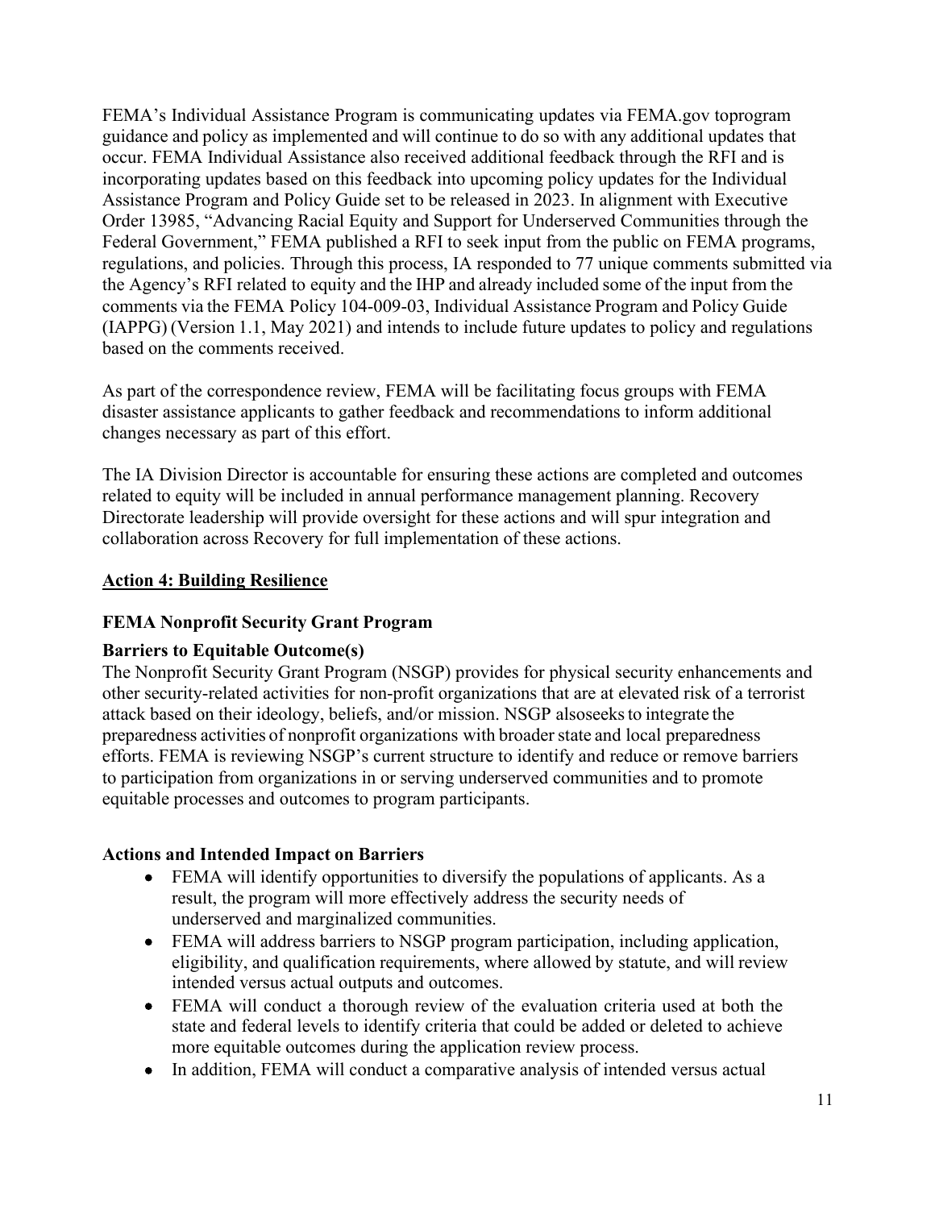FEMA's Individual Assistance Program is communicating updates via FEMA.gov toprogram guidance and policy as implemented and will continue to do so with any additional updates that occur. FEMA Individual Assistance also received additional feedback through the RFI and is incorporating updates based on this feedback into upcoming policy updates for the Individual Assistance Program and Policy Guide set to be released in 2023. In alignment with Executive Order 13985, "Advancing Racial Equity and Support for Underserved Communities through the Federal Government," FEMA published a RFI to seek input from the public on FEMA programs, regulations, and policies. Through this process, IA responded to 77 unique comments submitted via the Agency's RFI related to equity and the IHP and already included some of the input from the comments via the FEMA Policy 104-009-03, Individual Assistance Program and Policy Guide (IAPPG) (Version 1.1, May 2021) and intends to include future updates to policy and regulations based on the comments received.

As part of the correspondence review, FEMA will be facilitating focus groups with FEMA disaster assistance applicants to gather feedback and recommendations to inform additional changes necessary as part of this effort.

The IA Division Director is accountable for ensuring these actions are completed and outcomes related to equity will be included in annual performance management planning. Recovery Directorate leadership will provide oversight for these actions and will spur integration and collaboration across Recovery for full implementation of these actions.

## Action 4: Building Resilience

### FEMA Nonprofit Security Grant Program

### Barriers to Equitable Outcome(s)

The Nonprofit Security Grant Program (NSGP) provides for physical security enhancements and other security-related activities for non-profit organizations that are at elevated risk of a terrorist attack based on their ideology, beliefs, and/or mission. NSGP alsoseeks to integrate the preparedness activities of nonprofit organizations with broader state and local preparedness efforts. FEMA is reviewing NSGP's current structure to identify and reduce or remove barriers to participation from organizations in or serving underserved communities and to promote equitable processes and outcomes to program participants.

### Actions and Intended Impact on Barriers

- FEMA will identify opportunities to diversify the populations of applicants. As a result, the program will more effectively address the security needs of underserved and marginalized communities.
- FEMA will address barriers to NSGP program participation, including application, eligibility, and qualification requirements, where allowed by statute, and will review intended versus actual outputs and outcomes.
- FEMA will conduct a thorough review of the evaluation criteria used at both the state and federal levels to identify criteria that could be added or deleted to achieve more equitable outcomes during the application review process.
- In addition, FEMA will conduct a comparative analysis of intended versus actual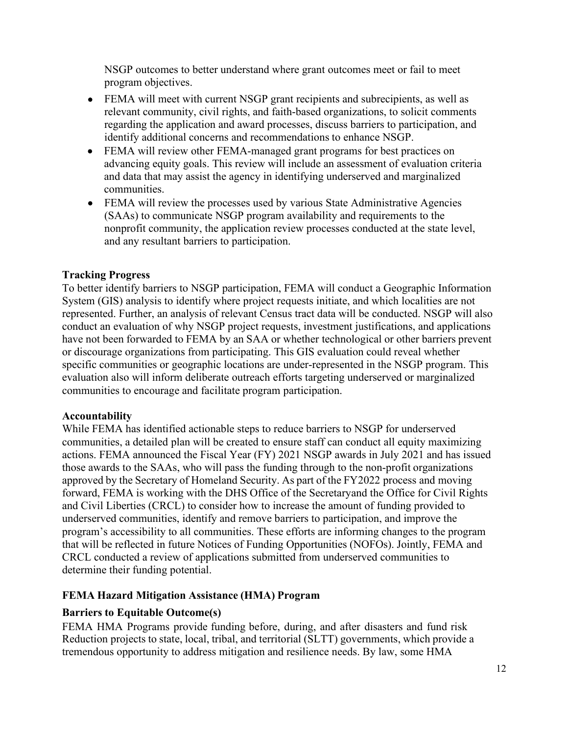NSGP outcomes to better understand where grant outcomes meet or fail to meet program objectives.

- FEMA will meet with current NSGP grant recipients and subrecipients, as well as relevant community, civil rights, and faith-based organizations, to solicit comments regarding the application and award processes, discuss barriers to participation, and identify additional concerns and recommendations to enhance NSGP.
- FEMA will review other FEMA-managed grant programs for best practices on advancing equity goals. This review will include an assessment of evaluation criteria and data that may assist the agency in identifying underserved and marginalized communities.
- FEMA will review the processes used by various State Administrative Agencies (SAAs) to communicate NSGP program availability and requirements to the nonprofit community, the application review processes conducted at the state level, and any resultant barriers to participation.

**Tracking Progress**

To better identify barriers to NSGP participation, FEMA will conduct a Geographic Information System (GIS) analysis to identify where project requests initiate, and which localities are not represented. Further, an analysis of relevant Census tract data will be conducted. NSGP will also conduct an evaluation of why NSGP project requests, investment justifications, and applications have not been forwarded to FEMA by an SAA or whether technological or other barriers prevent or discourage organizations from participating. This GIS evaluation could reveal whether specific communities or geographic locations are under-represented in the NSGP program. This evaluation also will inform deliberate outreach efforts targeting underserved or marginalized communities to encourage and facilitate program participation.

**Accountability**

While FEMA has identified actionable steps to reduce barriers to NSGP for underserved communities, a detailed plan will be created to ensure staff can conduct all equity maximizing actions. FEMA announced the Fiscal Year (FY) 2021 NSGP awards in July 2021 and has issued those awards to the SAAs, who will pass the funding through to the non-profit organizations approved by the Secretary of Homeland Security. As part of the FY2022 process and moving forward, FEMA is working with the DHS Office of the Secretaryand the Office for Civil Rights and Civil Liberties (CRCL) to consider how to increase the amount of funding provided to underserved communities, identify and remove barriers to participation, and improve the program's accessibility to all communities. These efforts are informing changes to the program that will be reflected in future Notices of Funding Opportunities (NOFOs). Jointly, FEMA and CRCL conducted a review of applications submitted from underserved communities to determine their funding potential.

### FEMA Hazard Mitigation Assistance (HMA) Program

**Barriers to Equitable Outcome(s)**

FEMA HMA Programs provide funding before, during, and after disasters and fund risk Reduction projects to state, local, tribal, and territorial (SLTT) governments, which provide a tremendous opportunity to address mitigation and resilience needs. By law, some HMA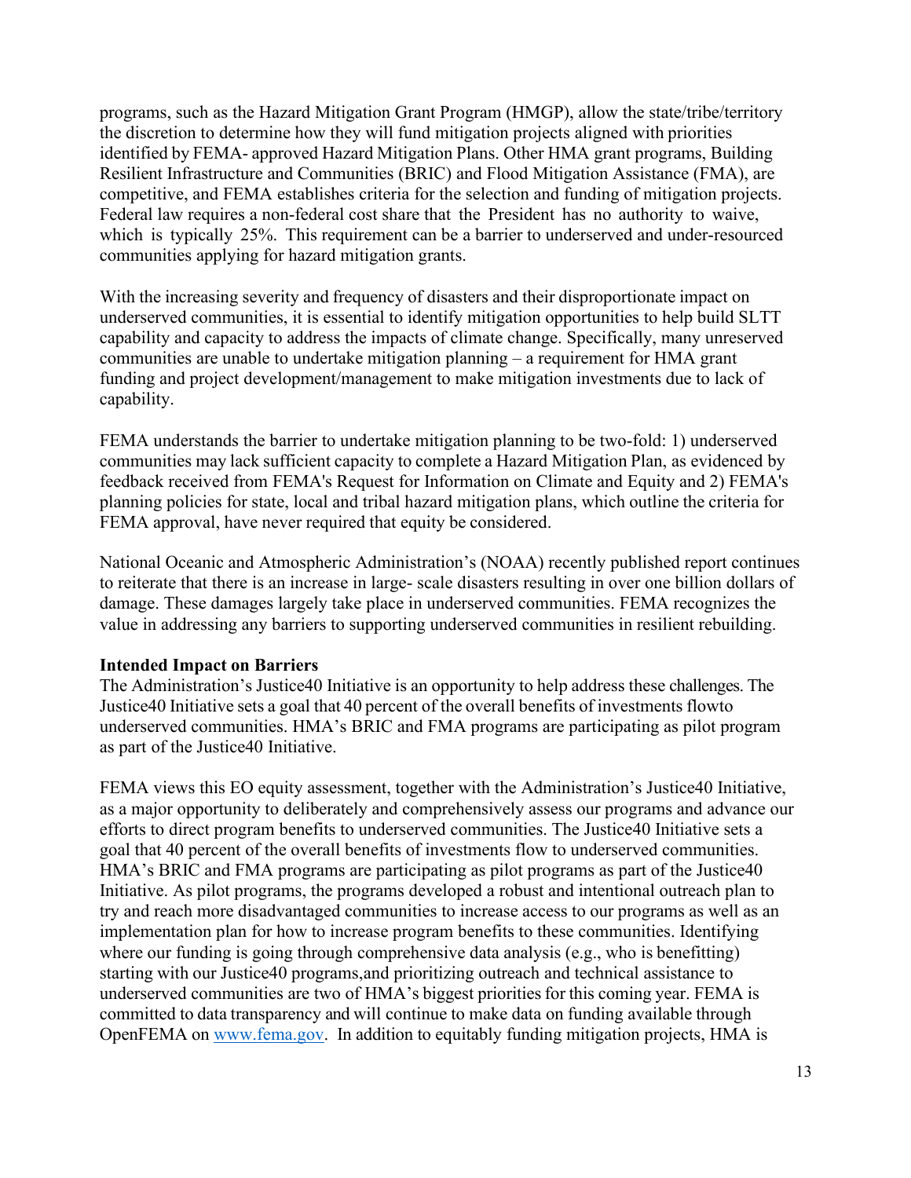programs, such as the Hazard Mitigation Grant Program (HMGP), allow the state/tribe/territory the discretion to determine how they will fund mitigation projects aligned with priorities identified by FEMA- approved Hazard Mitigation Plans. Other HMA grant programs, Building Resilient Infrastructure and Communities (BRIC) and Flood Mitigation Assistance (FMA), are competitive, and FEMA establishes criteria for the selection and funding of mitigation projects. Federal law requires a non-federal cost share that the President has no authority to waive, which is typically 25%. This requirement can be a barrier to underserved and under-resourced communities applying for hazard mitigation grants.

With the increasing severity and frequency of disasters and their disproportionate impact on underserved communities, it is essential to identify mitigation opportunities to help build SLTT capability and capacity to address the impacts of climate change. Specifically, many unreserved communities are unable to undertake mitigation planning – a requirement for HMA grant funding and project development/management to make mitigation investments due to lack of capability.

FEMA understands the barrier to undertake mitigation planning to be two-fold: 1) underserved communities may lack sufficient capacity to complete a Hazard Mitigation Plan, as evidenced by feedback received from FEMA's Request for Information on Climate and Equity and 2) FEMA's planning policies for state, local and tribal hazard mitigation plans, which outline the criteria for FEMA approval, have never required that equity be considered.

National Oceanic and Atmospheric Administration's (NOAA) recently published report continues to reiterate that there is an increase in large- scale disasters resulting in over one billion dollars of damage. These damages largely take place in underserved communities. FEMA recognizes the value in addressing any barriers to supporting underserved communities in resilient rebuilding.

**Intended Impact on Barriers**

The Administration's Justice40 Initiative is an opportunity to help address these challenges. The Justice40 Initiative sets a goal that 40 percent of the overall benefits of investments flowto underserved communities. HMA's BRIC and FMA programs are participating as pilot program as part of the Justice40 Initiative.

FEMA views this EO equity assessment, together with the Administration's Justice40 Initiative, as a major opportunity to deliberately and comprehensively assess our programs and advance our efforts to direct program benefits to underserved communities. The Justice40 Initiative sets a goal that 40 percent of the overall benefits of investments flow to underserved communities. HMA's BRIC and FMA programs are participating as pilot programs as part of the Justice40 Initiative. As pilot programs, the programs developed a robust and intentional outreach plan to try and reach more disadvantaged communities to increase access to our programs as well as an implementation plan for how to increase program benefits to these communities. Identifying where our funding is going through comprehensive data analysis (e.g., who is benefitting) starting with our Justice40 programs,and prioritizing outreach and technical assistance to underserved communities are two of HMA's biggest priorities for this coming year. FEMA is committed to data transparency and will continue to make data on funding available through OpenFEMA on [www.fema.gov](http://www.fema.gov). In addition to equitably funding mitigation projects, HMA is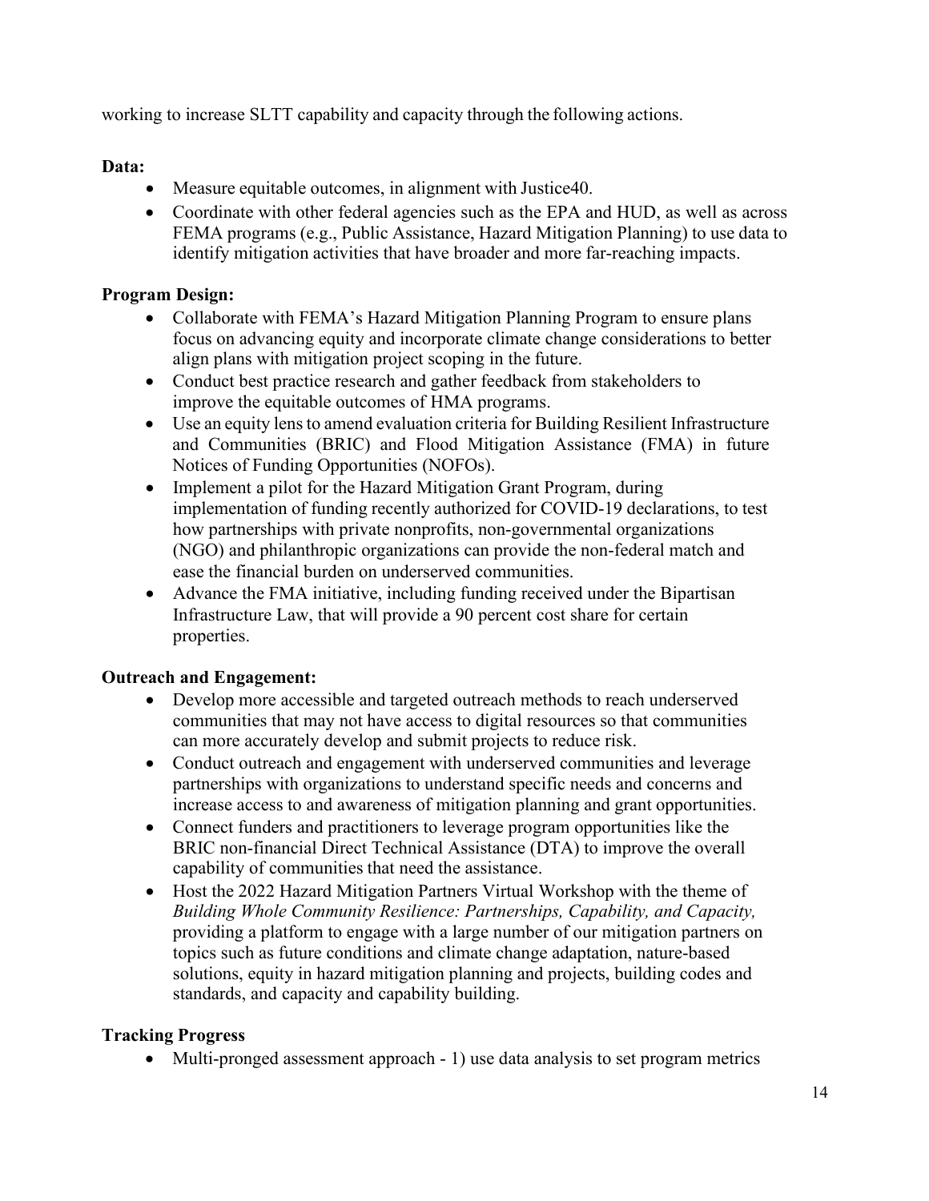working to increase SLTT capability and capacity through the following actions.

**Data:**

- Measure equitable outcomes, in alignment with Justice40.
- Coordinate with other federal agencies such as the EPA and HUD, as well as across FEMA programs (e.g., Public Assistance, Hazard Mitigation Planning) to use data to identify mitigation activities that have broader and more far-reaching impacts.

**Program Design:**

- Collaborate with FEMA's Hazard Mitigation Planning Program to ensure plans focus on advancing equity and incorporate climate change considerations to better align plans with mitigation project scoping in the future.
- Conduct best practice research and gather feedback from stakeholders to improve the equitable outcomes of HMA programs.
- Use an equity lens to amend evaluation criteria for Building Resilient Infrastructure and Communities (BRIC) and Flood Mitigation Assistance (FMA) in future Notices of Funding Opportunities (NOFOs).
- Implement a pilot for the Hazard Mitigation Grant Program, during implementation of funding recently authorized for COVID-19 declarations, to test how partnerships with private nonprofits, non-governmental organizations (NGO) and philanthropic organizations can provide the non-federal match and ease the financial burden on underserved communities.
- Advance the FMA initiative, including funding received under the Bipartisan Infrastructure Law, that will provide a 90 percent cost share for certain properties.

**Outreach and Engagement:**

- Develop more accessible and targeted outreach methods to reach underserved communities that may not have access to digital resources so that communities can more accurately develop and submit projects to reduce risk.
- Conduct outreach and engagement with underserved communities and leverage partnerships with organizations to understand specific needs and concerns and increase access to and awareness of mitigation planning and grant opportunities.
- Connect funders and practitioners to leverage program opportunities like the BRIC non-financial Direct Technical Assistance (DTA) to improve the overall capability of communities that need the assistance.
- Host the 2022 Hazard Mitigation Partners Virtual Workshop with the theme of *Building Whole Community Resilience: Partnerships, Capability, and Capacity,* providing a platform to engage with a large number of our mitigation partners on topics such as future conditions and climate change adaptation, nature-based solutions, equity in hazard mitigation planning and projects, building codes and standards, and capacity and capability building.

**Tracking Progress**

- Multi-pronged assessment approach - 1) use data analysis to set program metrics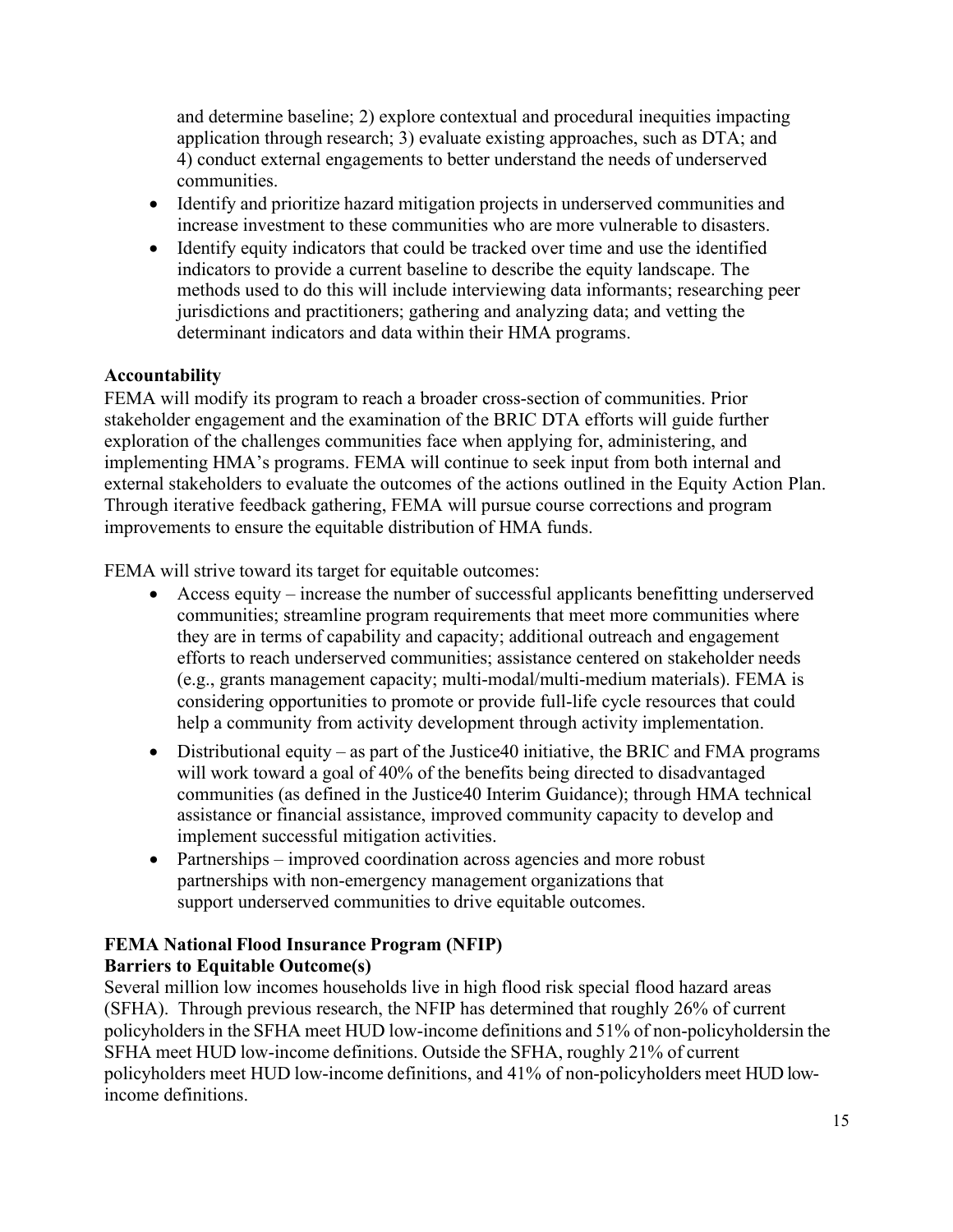and determine baseline; 2) explore contextual and procedural inequities impacting application through research; 3) evaluate existing approaches, such as DTA; and 4) conduct external engagements to better understand the needs of underserved communities.

- Identify and prioritize hazard mitigation projects in underserved communities and increase investment to these communities who are more vulnerable to disasters.
- Identify equity indicators that could be tracked over time and use the identified indicators to provide a current baseline to describe the equity landscape. The methods used to do this will include interviewing data informants; researching peer jurisdictions and practitioners; gathering and analyzing data; and vetting the determinant indicators and data within their HMA programs.

**Accountability**

FEMA will modify its program to reach a broader cross-section of communities. Prior stakeholder engagement and the examination of the BRIC DTA efforts will guide further exploration of the challenges communities face when applying for, administering, and implementing HMA's programs. FEMA will continue to seek input from both internal and external stakeholders to evaluate the outcomes of the actions outlined in the Equity Action Plan. Through iterative feedback gathering, FEMA will pursue course corrections and program improvements to ensure the equitable distribution of HMA funds.

FEMA will strive toward its target for equitable outcomes:

- Access equity – increase the number of successful applicants benefitting underserved communities; streamline program requirements that meet more communities where they are in terms of capability and capacity; additional outreach and engagement efforts to reach underserved communities; assistance centered on stakeholder needs (e.g., grants management capacity; multi-modal/multi-medium materials). FEMA is considering opportunities to promote or provide full-life cycle resources that could help a community from activity development through activity implementation.
- Distributional equity – as part of the Justice40 initiative, the BRIC and FMA programs will work toward a goal of 40% of the benefits being directed to disadvantaged communities (as defined in the Justice40 Interim Guidance); through HMA technical assistance or financial assistance, improved community capacity to develop and implement successful mitigation activities.
- Partnerships – improved coordination across agencies and more robust partnerships with non-emergency management organizations that support underserved communities to drive equitable outcomes.

**FEMA National Flood Insurance Program (NFIP)**

**Barriers to Equitable Outcome(s)**

Several million low incomes households live in high flood risk special flood hazard areas (SFHA). Through previous research, the NFIP has determined that roughly 26% of current policyholders in the SFHA meet HUD low-income definitions and 51% of non-policyholdersin the SFHA meet HUD low-income definitions. Outside the SFHA, roughly 21% of current policyholders meet HUD low-income definitions, and 41% of non-policyholders meet HUD low-income definitions.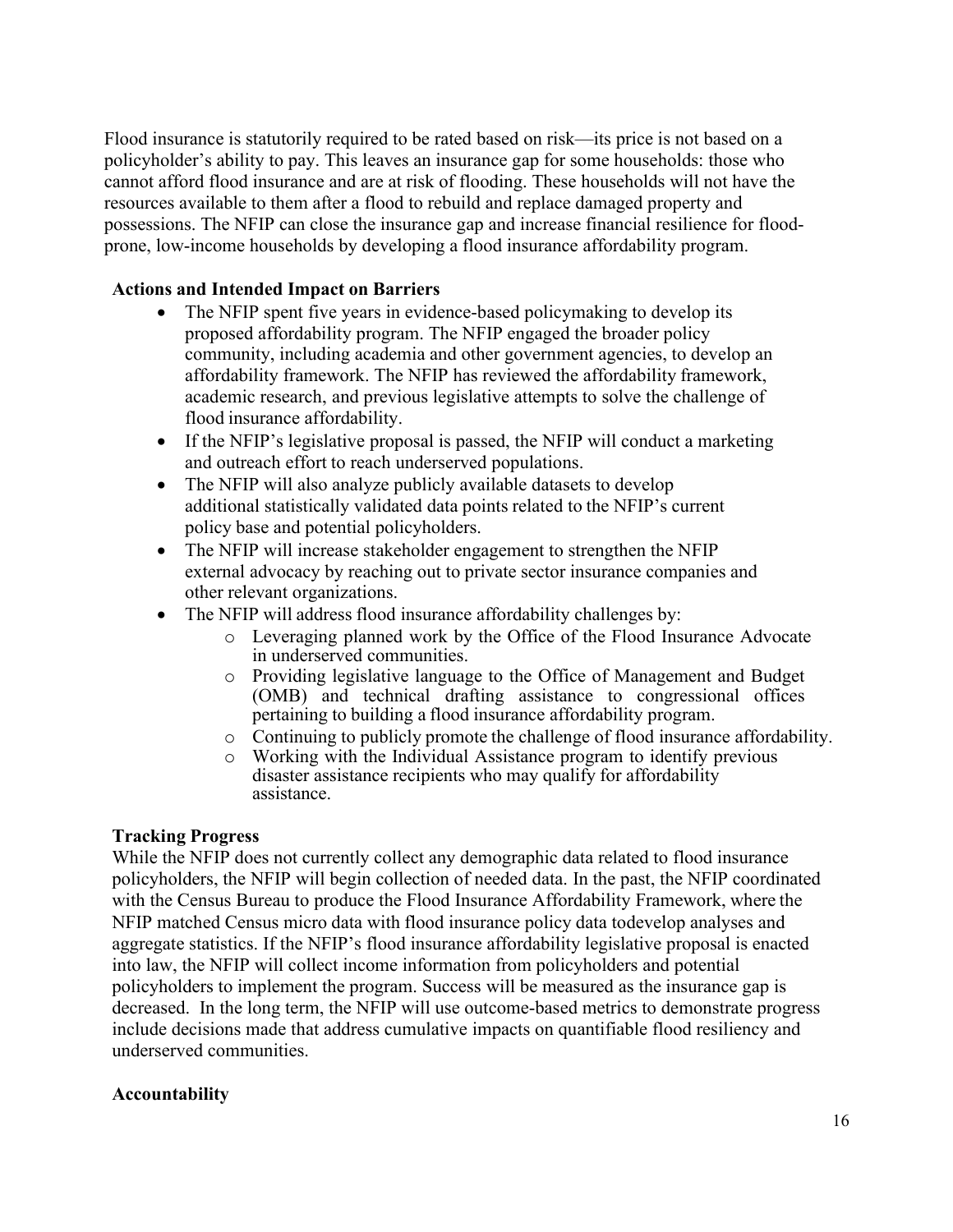Flood insurance is statutorily required to be rated based on risk—its price is not based on a policyholder's ability to pay. This leaves an insurance gap for some households: those who cannot afford flood insurance and are at risk of flooding. These households will not have the resources available to them after a flood to rebuild and replace damaged property and possessions. The NFIP can close the insurance gap and increase financial resilience for flood-prone, low-income households by developing a flood insurance affordability program.

**Actions and Intended Impact on Barriers**

- The NFIP spent five years in evidence-based policymaking to develop its proposed affordability program. The NFIP engaged the broader policy community, including academia and other government agencies, to develop an affordability framework. The NFIP has reviewed the affordability framework, academic research, and previous legislative attempts to solve the challenge of flood insurance affordability.
- If the NFIP's legislative proposal is passed, the NFIP will conduct a marketing and outreach effort to reach underserved populations.
- The NFIP will also analyze publicly available datasets to develop additional statistically validated data points related to the NFIP's current policy base and potential policyholders.
- The NFIP will increase stakeholder engagement to strengthen the NFIP external advocacy by reaching out to private sector insurance companies and other relevant organizations.
- The NFIP will address flood insurance affordability challenges by:
    - Leveraging planned work by the Office of the Flood Insurance Advocate in underserved communities.
    - Providing legislative language to the Office of Management and Budget (OMB) and technical drafting assistance to congressional offices pertaining to building a flood insurance affordability program.
    - Continuing to publicly promote the challenge of flood insurance affordability.
    - Working with the Individual Assistance program to identify previous disaster assistance recipients who may qualify for affordability assistance.

**Tracking Progress**

While the NFIP does not currently collect any demographic data related to flood insurance policyholders, the NFIP will begin collection of needed data. In the past, the NFIP coordinated with the Census Bureau to produce the Flood Insurance Affordability Framework, where the NFIP matched Census micro data with flood insurance policy data todevelop analyses and aggregate statistics. If the NFIP's flood insurance affordability legislative proposal is enacted into law, the NFIP will collect income information from policyholders and potential policyholders to implement the program. Success will be measured as the insurance gap is decreased. In the long term, the NFIP will use outcome-based metrics to demonstrate progress include decisions made that address cumulative impacts on quantifiable flood resiliency and underserved communities.

**Accountability**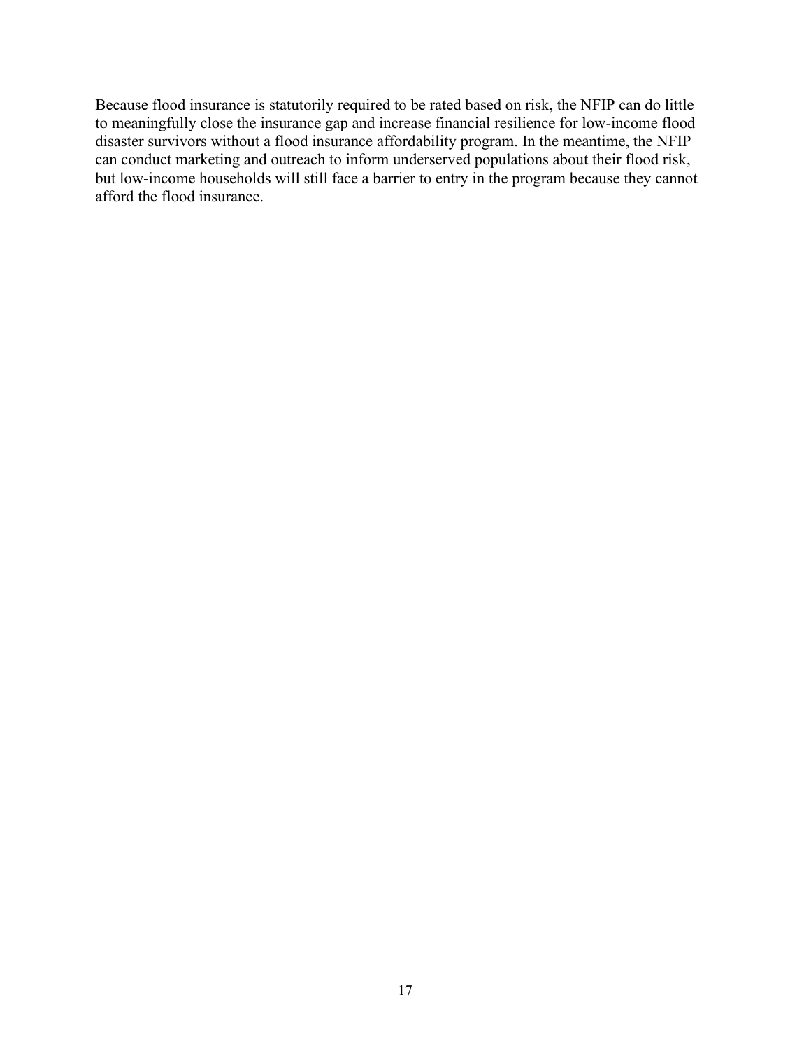Because flood insurance is statutorily required to be rated based on risk, the NFIP can do little to meaningfully close the insurance gap and increase financial resilience for low-income flood disaster survivors without a flood insurance affordability program. In the meantime, the NFIP can conduct marketing and outreach to inform underserved populations about their flood risk, but low-income households will still face a barrier to entry in the program because they cannot afford the flood insurance.